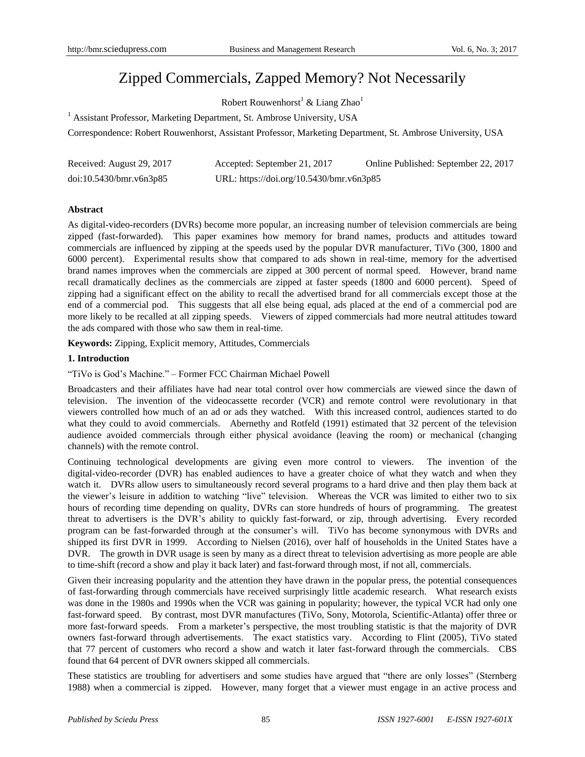# Zipped Commercials, Zapped Memory? Not Necessarily

Robert Rouwenhorst[1] & Liang Zhao[1]

[1] Assistant Professor, Marketing Department, St. Ambrose University, USA

Correspondence: Robert Rouwenhorst, Assistant Professor, Marketing Department, St. Ambrose University, USA

Received: August 29, 2017　　Accepted: September 21, 2017　　Online Published: September 22, 2017

doi:10.5430/bmr.v6n3p85　　URL: https://doi.org/10.5430/bmr.v6n3p85

### Abstract

As digital-video-recorders (DVRs) become more popular, an increasing number of television commercials are being zipped (fast-forwarded). This paper examines how memory for brand names, products and attitudes toward commercials are influenced by zipping at the speeds used by the popular DVR manufacturer, TiVo (300, 1800 and 6000 percent). Experimental results show that compared to ads shown in real-time, memory for the advertised brand names improves when the commercials are zipped at 300 percent of normal speed. However, brand name recall dramatically declines as the commercials are zipped at faster speeds (1800 and 6000 percent). Speed of zipping had a significant effect on the ability to recall the advertised brand for all commercials except those at the end of a commercial pod. This suggests that all else being equal, ads placed at the end of a commercial pod are more likely to be recalled at all zipping speeds. Viewers of zipped commercials had more neutral attitudes toward the ads compared with those who saw them in real-time.

**Keywords:** Zipping, Explicit memory, Attitudes, Commercials

## 1. Introduction

"TiVo is God's Machine." – Former FCC Chairman Michael Powell

Broadcasters and their affiliates have had near total control over how commercials are viewed since the dawn of television. The invention of the videocassette recorder (VCR) and remote control were revolutionary in that viewers controlled how much of an ad or ads they watched. With this increased control, audiences started to do what they could to avoid commercials. Abernethy and Rotfeld (1991) estimated that 32 percent of the television audience avoided commercials through either physical avoidance (leaving the room) or mechanical (changing channels) with the remote control.

Continuing technological developments are giving even more control to viewers. The invention of the digital-video-recorder (DVR) has enabled audiences to have a greater choice of what they watch and when they watch it. DVRs allow users to simultaneously record several programs to a hard drive and then play them back at the viewer's leisure in addition to watching "live" television. Whereas the VCR was limited to either two to six hours of recording time depending on quality, DVRs can store hundreds of hours of programming. The greatest threat to advertisers is the DVR's ability to quickly fast-forward, or zip, through advertising. Every recorded program can be fast-forwarded through at the consumer's will. TiVo has become synonymous with DVRs and shipped its first DVR in 1999. According to Nielsen (2016), over half of households in the United States have a DVR. The growth in DVR usage is seen by many as a direct threat to television advertising as more people are able to time-shift (record a show and play it back later) and fast-forward through most, if not all, commercials.

Given their increasing popularity and the attention they have drawn in the popular press, the potential consequences of fast-forwarding through commercials have received surprisingly little academic research. What research exists was done in the 1980s and 1990s when the VCR was gaining in popularity; however, the typical VCR had only one fast-forward speed. By contrast, most DVR manufactures (TiVo, Sony, Motorola, Scientific-Atlanta) offer three or more fast-forward speeds. From a marketer's perspective, the most troubling statistic is that the majority of DVR owners fast-forward through advertisements. The exact statistics vary. According to Flint (2005), TiVo stated that 77 percent of customers who record a show and watch it later fast-forward through the commercials. CBS found that 64 percent of DVR owners skipped all commercials.

These statistics are troubling for advertisers and some studies have argued that "there are only losses" (Sternberg 1988) when a commercial is zipped. However, many forget that a viewer must engage in an active process and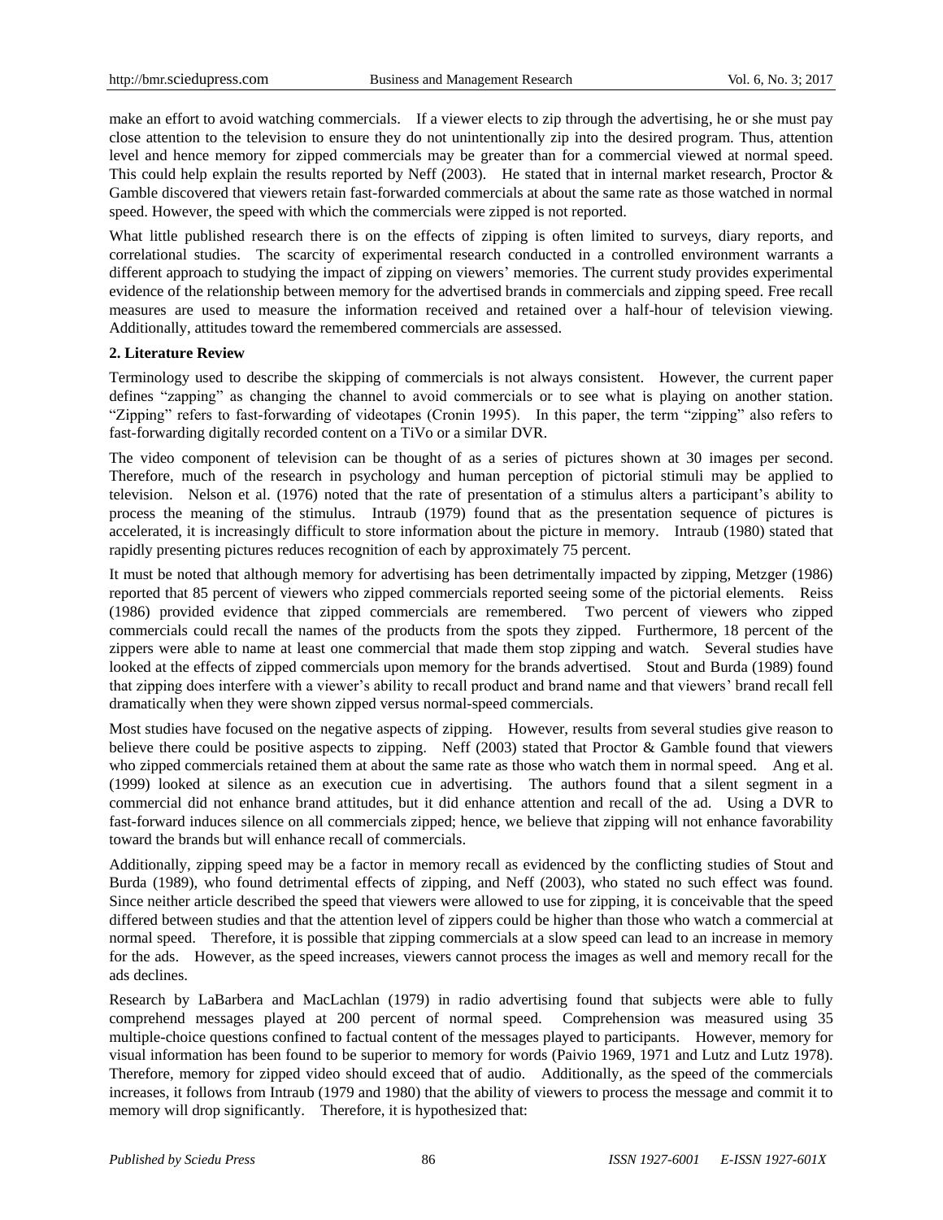make an effort to avoid watching commercials. If a viewer elects to zip through the advertising, he or she must pay close attention to the television to ensure they do not unintentionally zip into the desired program. Thus, attention level and hence memory for zipped commercials may be greater than for a commercial viewed at normal speed. This could help explain the results reported by Neff (2003). He stated that in internal market research, Proctor & Gamble discovered that viewers retain fast-forwarded commercials at about the same rate as those watched in normal speed. However, the speed with which the commercials were zipped is not reported.

What little published research there is on the effects of zipping is often limited to surveys, diary reports, and correlational studies. The scarcity of experimental research conducted in a controlled environment warrants a different approach to studying the impact of zipping on viewers' memories. The current study provides experimental evidence of the relationship between memory for the advertised brands in commercials and zipping speed. Free recall measures are used to measure the information received and retained over a half-hour of television viewing. Additionally, attitudes toward the remembered commercials are assessed.

## 2. Literature Review

Terminology used to describe the skipping of commercials is not always consistent. However, the current paper defines "zapping" as changing the channel to avoid commercials or to see what is playing on another station. "Zipping" refers to fast-forwarding of videotapes (Cronin 1995). In this paper, the term "zipping" also refers to fast-forwarding digitally recorded content on a TiVo or a similar DVR.

The video component of television can be thought of as a series of pictures shown at 30 images per second. Therefore, much of the research in psychology and human perception of pictorial stimuli may be applied to television. Nelson et al. (1976) noted that the rate of presentation of a stimulus alters a participant's ability to process the meaning of the stimulus. Intraub (1979) found that as the presentation sequence of pictures is accelerated, it is increasingly difficult to store information about the picture in memory. Intraub (1980) stated that rapidly presenting pictures reduces recognition of each by approximately 75 percent.

It must be noted that although memory for advertising has been detrimentally impacted by zipping, Metzger (1986) reported that 85 percent of viewers who zipped commercials reported seeing some of the pictorial elements. Reiss (1986) provided evidence that zipped commercials are remembered. Two percent of viewers who zipped commercials could recall the names of the products from the spots they zipped. Furthermore, 18 percent of the zippers were able to name at least one commercial that made them stop zipping and watch. Several studies have looked at the effects of zipped commercials upon memory for the brands advertised. Stout and Burda (1989) found that zipping does interfere with a viewer's ability to recall product and brand name and that viewers' brand recall fell dramatically when they were shown zipped versus normal-speed commercials.

Most studies have focused on the negative aspects of zipping. However, results from several studies give reason to believe there could be positive aspects to zipping. Neff (2003) stated that Proctor & Gamble found that viewers who zipped commercials retained them at about the same rate as those who watch them in normal speed. Ang et al. (1999) looked at silence as an execution cue in advertising. The authors found that a silent segment in a commercial did not enhance brand attitudes, but it did enhance attention and recall of the ad. Using a DVR to fast-forward induces silence on all commercials zipped; hence, we believe that zipping will not enhance favorability toward the brands but will enhance recall of commercials.

Additionally, zipping speed may be a factor in memory recall as evidenced by the conflicting studies of Stout and Burda (1989), who found detrimental effects of zipping, and Neff (2003), who stated no such effect was found. Since neither article described the speed that viewers were allowed to use for zipping, it is conceivable that the speed differed between studies and that the attention level of zippers could be higher than those who watch a commercial at normal speed. Therefore, it is possible that zipping commercials at a slow speed can lead to an increase in memory for the ads. However, as the speed increases, viewers cannot process the images as well and memory recall for the ads declines.

Research by LaBarbera and MacLachlan (1979) in radio advertising found that subjects were able to fully comprehend messages played at 200 percent of normal speed. Comprehension was measured using 35 multiple-choice questions confined to factual content of the messages played to participants. However, memory for visual information has been found to be superior to memory for words (Paivio 1969, 1971 and Lutz and Lutz 1978). Therefore, memory for zipped video should exceed that of audio. Additionally, as the speed of the commercials increases, it follows from Intraub (1979 and 1980) that the ability of viewers to process the message and commit it to memory will drop significantly. Therefore, it is hypothesized that: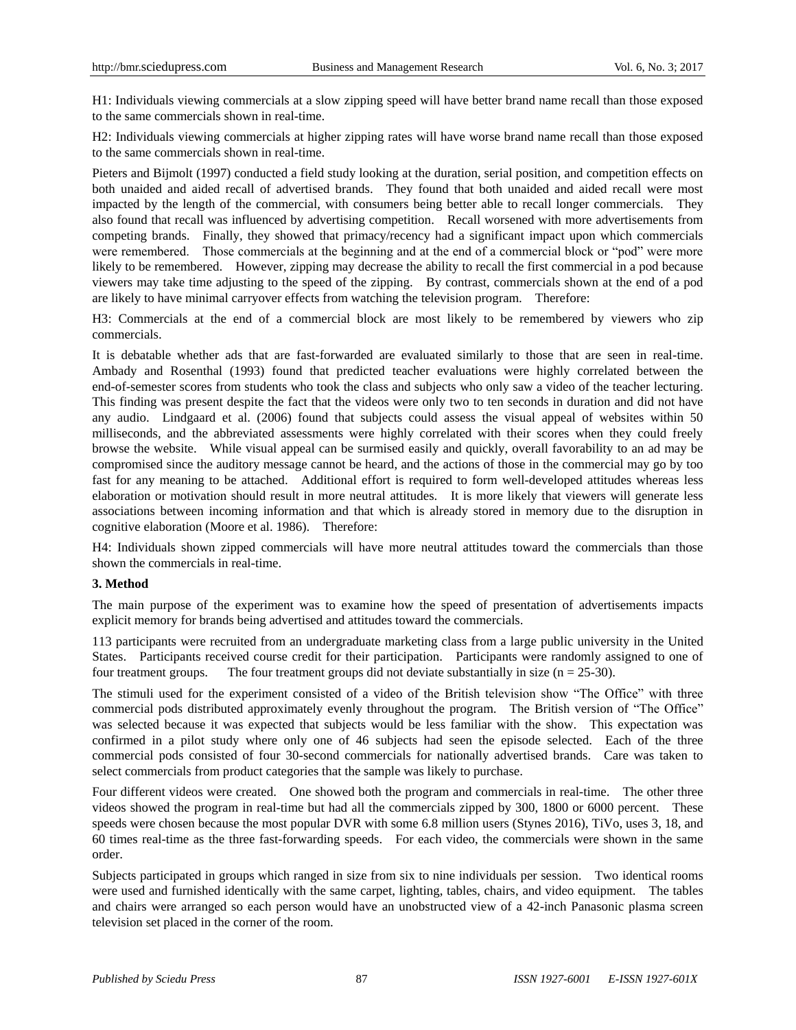H1: Individuals viewing commercials at a slow zipping speed will have better brand name recall than those exposed to the same commercials shown in real-time.

H2: Individuals viewing commercials at higher zipping rates will have worse brand name recall than those exposed to the same commercials shown in real-time.

Pieters and Bijmolt (1997) conducted a field study looking at the duration, serial position, and competition effects on both unaided and aided recall of advertised brands. They found that both unaided and aided recall were most impacted by the length of the commercial, with consumers being better able to recall longer commercials. They also found that recall was influenced by advertising competition. Recall worsened with more advertisements from competing brands. Finally, they showed that primacy/recency had a significant impact upon which commercials were remembered. Those commercials at the beginning and at the end of a commercial block or "pod" were more likely to be remembered. However, zipping may decrease the ability to recall the first commercial in a pod because viewers may take time adjusting to the speed of the zipping. By contrast, commercials shown at the end of a pod are likely to have minimal carryover effects from watching the television program. Therefore:

H3: Commercials at the end of a commercial block are most likely to be remembered by viewers who zip commercials.

It is debatable whether ads that are fast-forwarded are evaluated similarly to those that are seen in real-time. Ambady and Rosenthal (1993) found that predicted teacher evaluations were highly correlated between the end-of-semester scores from students who took the class and subjects who only saw a video of the teacher lecturing. This finding was present despite the fact that the videos were only two to ten seconds in duration and did not have any audio. Lindgaard et al. (2006) found that subjects could assess the visual appeal of websites within 50 milliseconds, and the abbreviated assessments were highly correlated with their scores when they could freely browse the website. While visual appeal can be surmised easily and quickly, overall favorability to an ad may be compromised since the auditory message cannot be heard, and the actions of those in the commercial may go by too fast for any meaning to be attached. Additional effort is required to form well-developed attitudes whereas less elaboration or motivation should result in more neutral attitudes. It is more likely that viewers will generate less associations between incoming information and that which is already stored in memory due to the disruption in cognitive elaboration (Moore et al. 1986). Therefore:

H4: Individuals shown zipped commercials will have more neutral attitudes toward the commercials than those shown the commercials in real-time.

### 3. Method

The main purpose of the experiment was to examine how the speed of presentation of advertisements impacts explicit memory for brands being advertised and attitudes toward the commercials.

113 participants were recruited from an undergraduate marketing class from a large public university in the United States. Participants received course credit for their participation. Participants were randomly assigned to one of four treatment groups. The four treatment groups did not deviate substantially in size (n = 25-30).

The stimuli used for the experiment consisted of a video of the British television show "The Office" with three commercial pods distributed approximately evenly throughout the program. The British version of "The Office" was selected because it was expected that subjects would be less familiar with the show. This expectation was confirmed in a pilot study where only one of 46 subjects had seen the episode selected. Each of the three commercial pods consisted of four 30-second commercials for nationally advertised brands. Care was taken to select commercials from product categories that the sample was likely to purchase.

Four different videos were created. One showed both the program and commercials in real-time. The other three videos showed the program in real-time but had all the commercials zipped by 300, 1800 or 6000 percent. These speeds were chosen because the most popular DVR with some 6.8 million users (Stynes 2016), TiVo, uses 3, 18, and 60 times real-time as the three fast-forwarding speeds. For each video, the commercials were shown in the same order.

Subjects participated in groups which ranged in size from six to nine individuals per session. Two identical rooms were used and furnished identically with the same carpet, lighting, tables, chairs, and video equipment. The tables and chairs were arranged so each person would have an unobstructed view of a 42-inch Panasonic plasma screen television set placed in the corner of the room.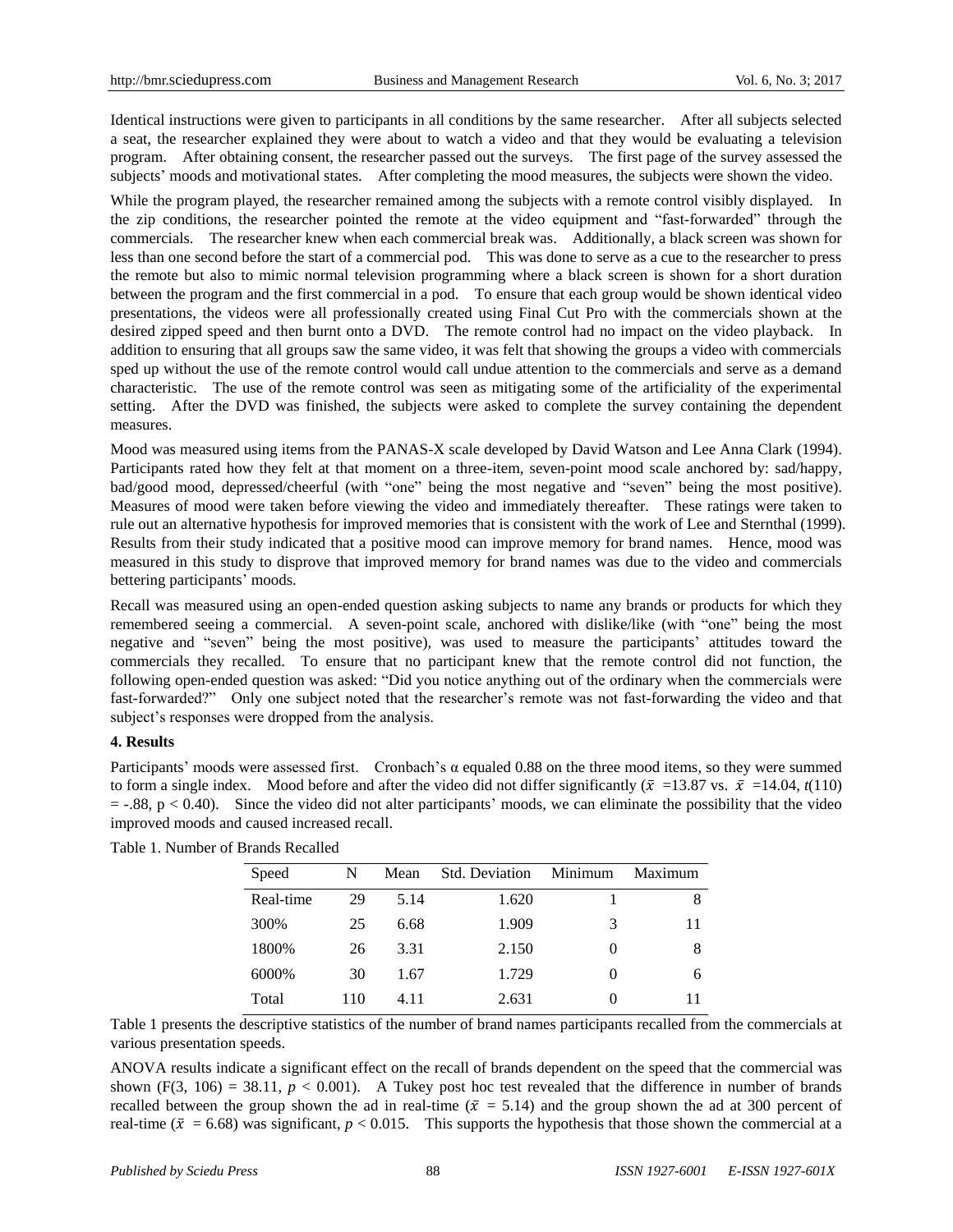Identical instructions were given to participants in all conditions by the same researcher. After all subjects selected a seat, the researcher explained they were about to watch a video and that they would be evaluating a television program. After obtaining consent, the researcher passed out the surveys. The first page of the survey assessed the subjects' moods and motivational states. After completing the mood measures, the subjects were shown the video.

While the program played, the researcher remained among the subjects with a remote control visibly displayed. In the zip conditions, the researcher pointed the remote at the video equipment and "fast-forwarded" through the commercials. The researcher knew when each commercial break was. Additionally, a black screen was shown for less than one second before the start of a commercial pod. This was done to serve as a cue to the researcher to press the remote but also to mimic normal television programming where a black screen is shown for a short duration between the program and the first commercial in a pod. To ensure that each group would be shown identical video presentations, the videos were all professionally created using Final Cut Pro with the commercials shown at the desired zipped speed and then burnt onto a DVD. The remote control had no impact on the video playback. In addition to ensuring that all groups saw the same video, it was felt that showing the groups a video with commercials sped up without the use of the remote control would call undue attention to the commercials and serve as a demand characteristic. The use of the remote control was seen as mitigating some of the artificiality of the experimental setting. After the DVD was finished, the subjects were asked to complete the survey containing the dependent measures.

Mood was measured using items from the PANAS-X scale developed by David Watson and Lee Anna Clark (1994). Participants rated how they felt at that moment on a three-item, seven-point mood scale anchored by: sad/happy, bad/good mood, depressed/cheerful (with "one" being the most negative and "seven" being the most positive). Measures of mood were taken before viewing the video and immediately thereafter. These ratings were taken to rule out an alternative hypothesis for improved memories that is consistent with the work of Lee and Sternthal (1999). Results from their study indicated that a positive mood can improve memory for brand names. Hence, mood was measured in this study to disprove that improved memory for brand names was due to the video and commercials bettering participants' moods.

Recall was measured using an open-ended question asking subjects to name any brands or products for which they remembered seeing a commercial. A seven-point scale, anchored with dislike/like (with "one" being the most negative and "seven" being the most positive), was used to measure the participants' attitudes toward the commercials they recalled. To ensure that no participant knew that the remote control did not function, the following open-ended question was asked: "Did you notice anything out of the ordinary when the commercials were fast-forwarded?" Only one subject noted that the researcher's remote was not fast-forwarding the video and that subject's responses were dropped from the analysis.

## 4. Results

Participants' moods were assessed first. Cronbach's α equaled 0.88 on the three mood items, so they were summed to form a single index. Mood before and after the video did not differ significantly ($\bar{x}$ =13.87 vs. $\bar{x}$ =14.04, $t(110) = -.88$, $p < 0.40$). Since the video did not alter participants' moods, we can eliminate the possibility that the video improved moods and caused increased recall.

Table 1. Number of Brands Recalled

| Speed | N | Mean | Std. Deviation | Minimum | Maximum |
|---|---|---|---|---|---|
| Real-time | 29 | 5.14 | 1.620 | 1 | 8 |
| 300% | 25 | 6.68 | 1.909 | 3 | 11 |
| 1800% | 26 | 3.31 | 2.150 | 0 | 8 |
| 6000% | 30 | 1.67 | 1.729 | 0 | 6 |
| Total | 110 | 4.11 | 2.631 | 0 | 11 |

Table 1 presents the descriptive statistics of the number of brand names participants recalled from the commercials at various presentation speeds.

ANOVA results indicate a significant effect on the recall of brands dependent on the speed that the commercial was shown ($F(3, 106) = 38.11$, $p < 0.001$). A Tukey post hoc test revealed that the difference in number of brands recalled between the group shown the ad in real-time ($\bar{x}$ = 5.14) and the group shown the ad at 300 percent of real-time ($\bar{x}$ = 6.68) was significant, $p < 0.015$. This supports the hypothesis that those shown the commercial at a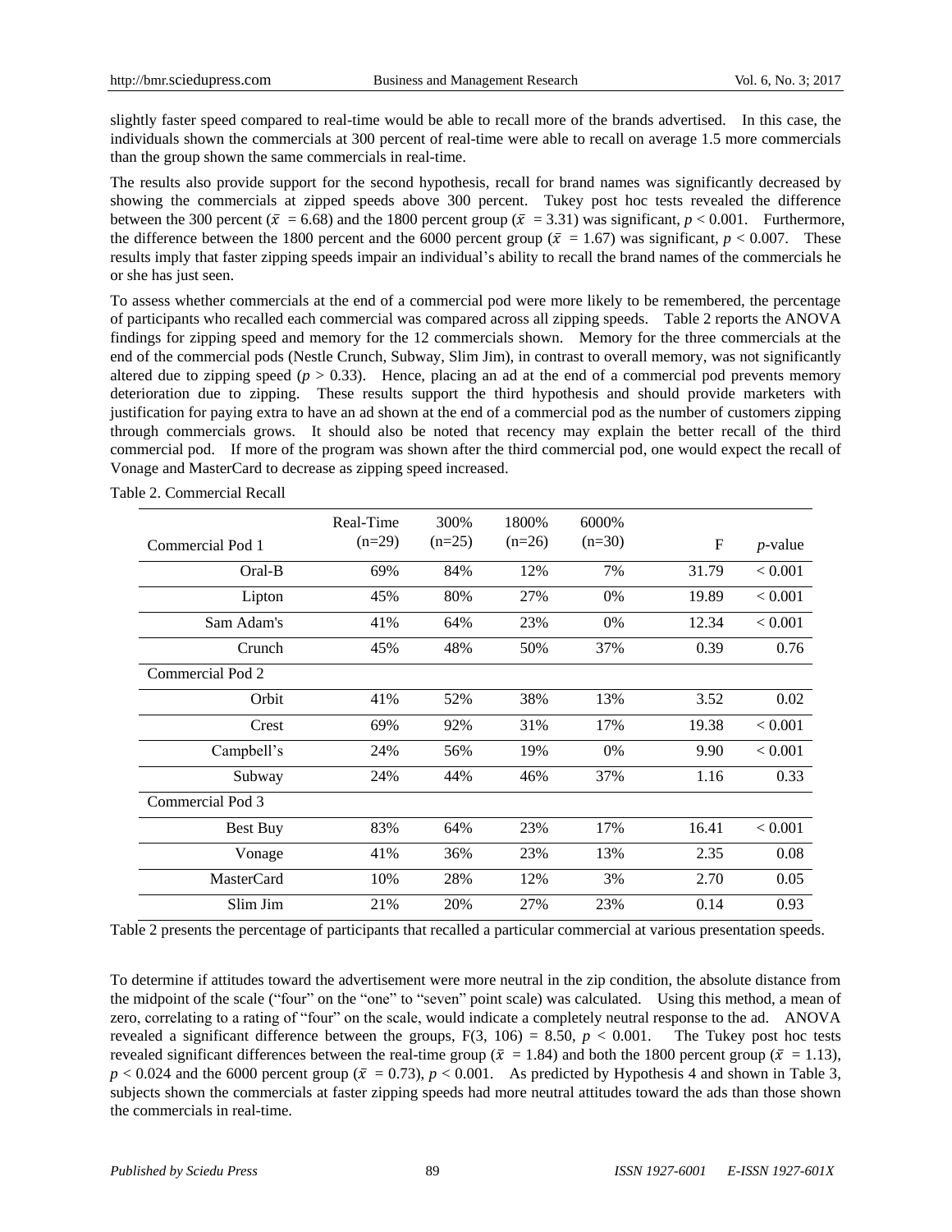slightly faster speed compared to real-time would be able to recall more of the brands advertised. In this case, the individuals shown the commercials at 300 percent of real-time were able to recall on average 1.5 more commercials than the group shown the same commercials in real-time.

The results also provide support for the second hypothesis, recall for brand names was significantly decreased by showing the commercials at zipped speeds above 300 percent. Tukey post hoc tests revealed the difference between the 300 percent ($\bar{x}$ = 6.68) and the 1800 percent group ($\bar{x}$ = 3.31) was significant, $p < 0.001$. Furthermore, the difference between the 1800 percent and the 6000 percent group ($\bar{x}$ = 1.67) was significant, $p < 0.007$. These results imply that faster zipping speeds impair an individual's ability to recall the brand names of the commercials he or she has just seen.

To assess whether commercials at the end of a commercial pod were more likely to be remembered, the percentage of participants who recalled each commercial was compared across all zipping speeds. Table 2 reports the ANOVA findings for zipping speed and memory for the 12 commercials shown. Memory for the three commercials at the end of the commercial pods (Nestle Crunch, Subway, Slim Jim), in contrast to overall memory, was not significantly altered due to zipping speed ($p > 0.33$). Hence, placing an ad at the end of a commercial pod prevents memory deterioration due to zipping. These results support the third hypothesis and should provide marketers with justification for paying extra to have an ad shown at the end of a commercial pod as the number of customers zipping through commercials grows. It should also be noted that recency may explain the better recall of the third commercial pod. If more of the program was shown after the third commercial pod, one would expect the recall of Vonage and MasterCard to decrease as zipping speed increased.

Table 2. Commercial Recall

| Commercial Pod 1 | Real-Time (n=29) | 300% (n=25) | 1800% (n=26) | 6000% (n=30) | F | *p*-value |
|---|---|---|---|---|---|---|
| Oral-B | 69% | 84% | 12% | 7% | 31.79 | < 0.001 |
| Lipton | 45% | 80% | 27% | 0% | 19.89 | < 0.001 |
| Sam Adam's | 41% | 64% | 23% | 0% | 12.34 | < 0.001 |
| Crunch | 45% | 48% | 50% | 37% | 0.39 | 0.76 |
| Commercial Pod 2 | | | | | | |
| Orbit | 41% | 52% | 38% | 13% | 3.52 | 0.02 |
| Crest | 69% | 92% | 31% | 17% | 19.38 | < 0.001 |
| Campbell's | 24% | 56% | 19% | 0% | 9.90 | < 0.001 |
| Subway | 24% | 44% | 46% | 37% | 1.16 | 0.33 |
| Commercial Pod 3 | | | | | | |
| Best Buy | 83% | 64% | 23% | 17% | 16.41 | < 0.001 |
| Vonage | 41% | 36% | 23% | 13% | 2.35 | 0.08 |
| MasterCard | 10% | 28% | 12% | 3% | 2.70 | 0.05 |
| Slim Jim | 21% | 20% | 27% | 23% | 0.14 | 0.93 |

Table 2 presents the percentage of participants that recalled a particular commercial at various presentation speeds.

To determine if attitudes toward the advertisement were more neutral in the zip condition, the absolute distance from the midpoint of the scale ("four" on the "one" to "seven" point scale) was calculated. Using this method, a mean of zero, correlating to a rating of "four" on the scale, would indicate a completely neutral response to the ad. ANOVA revealed a significant difference between the groups, $F(3, 106) = 8.50$, $p < 0.001$. The Tukey post hoc tests revealed significant differences between the real-time group ($\bar{x}$ = 1.84) and both the 1800 percent group ($\bar{x}$ = 1.13), $p < 0.024$ and the 6000 percent group ($\bar{x}$ = 0.73), $p < 0.001$. As predicted by Hypothesis 4 and shown in Table 3, subjects shown the commercials at faster zipping speeds had more neutral attitudes toward the ads than those shown the commercials in real-time.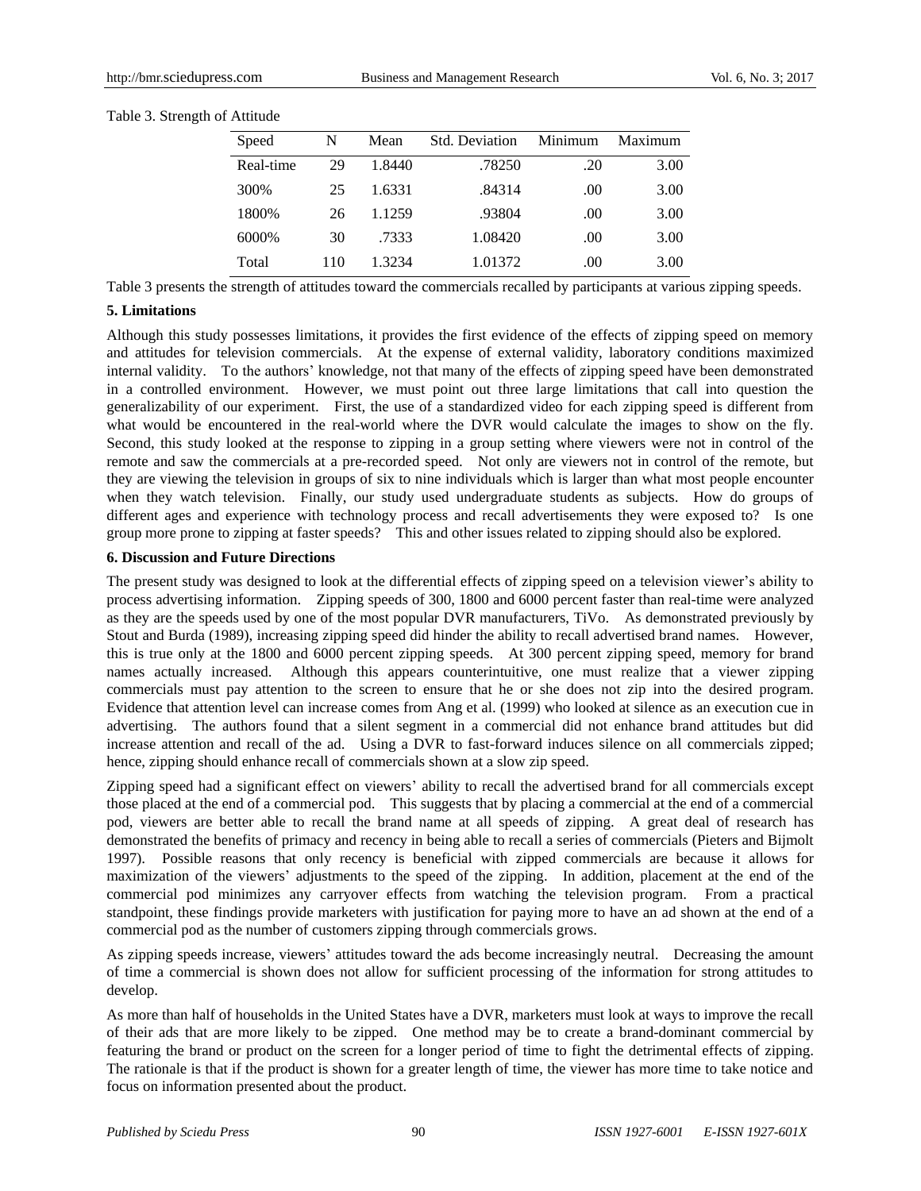Table 3. Strength of Attitude

| Speed | N | Mean | Std. Deviation | Minimum | Maximum |
|---|---|---|---|---|---|
| Real-time | 29 | 1.8440 | .78250 | .20 | 3.00 |
| 300% | 25 | 1.6331 | .84314 | .00 | 3.00 |
| 1800% | 26 | 1.1259 | .93804 | .00 | 3.00 |
| 6000% | 30 | .7333 | 1.08420 | .00 | 3.00 |
| Total | 110 | 1.3234 | 1.01372 | .00 | 3.00 |

Table 3 presents the strength of attitudes toward the commercials recalled by participants at various zipping speeds.

## 5. Limitations

Although this study possesses limitations, it provides the first evidence of the effects of zipping speed on memory and attitudes for television commercials. At the expense of external validity, laboratory conditions maximized internal validity. To the authors' knowledge, not that many of the effects of zipping speed have been demonstrated in a controlled environment. However, we must point out three large limitations that call into question the generalizability of our experiment. First, the use of a standardized video for each zipping speed is different from what would be encountered in the real-world where the DVR would calculate the images to show on the fly. Second, this study looked at the response to zipping in a group setting where viewers were not in control of the remote and saw the commercials at a pre-recorded speed. Not only are viewers not in control of the remote, but they are viewing the television in groups of six to nine individuals which is larger than what most people encounter when they watch television. Finally, our study used undergraduate students as subjects. How do groups of different ages and experience with technology process and recall advertisements they were exposed to? Is one group more prone to zipping at faster speeds? This and other issues related to zipping should also be explored.

## 6. Discussion and Future Directions

The present study was designed to look at the differential effects of zipping speed on a television viewer's ability to process advertising information. Zipping speeds of 300, 1800 and 6000 percent faster than real-time were analyzed as they are the speeds used by one of the most popular DVR manufacturers, TiVo. As demonstrated previously by Stout and Burda (1989), increasing zipping speed did hinder the ability to recall advertised brand names. However, this is true only at the 1800 and 6000 percent zipping speeds. At 300 percent zipping speed, memory for brand names actually increased. Although this appears counterintuitive, one must realize that a viewer zipping commercials must pay attention to the screen to ensure that he or she does not zip into the desired program. Evidence that attention level can increase comes from Ang et al. (1999) who looked at silence as an execution cue in advertising. The authors found that a silent segment in a commercial did not enhance brand attitudes but did increase attention and recall of the ad. Using a DVR to fast-forward induces silence on all commercials zipped; hence, zipping should enhance recall of commercials shown at a slow zip speed.

Zipping speed had a significant effect on viewers' ability to recall the advertised brand for all commercials except those placed at the end of a commercial pod. This suggests that by placing a commercial at the end of a commercial pod, viewers are better able to recall the brand name at all speeds of zipping. A great deal of research has demonstrated the benefits of primacy and recency in being able to recall a series of commercials (Pieters and Bijmolt 1997). Possible reasons that only recency is beneficial with zipped commercials are because it allows for maximization of the viewers' adjustments to the speed of the zipping. In addition, placement at the end of the commercial pod minimizes any carryover effects from watching the television program. From a practical standpoint, these findings provide marketers with justification for paying more to have an ad shown at the end of a commercial pod as the number of customers zipping through commercials grows.

As zipping speeds increase, viewers' attitudes toward the ads become increasingly neutral. Decreasing the amount of time a commercial is shown does not allow for sufficient processing of the information for strong attitudes to develop.

As more than half of households in the United States have a DVR, marketers must look at ways to improve the recall of their ads that are more likely to be zipped. One method may be to create a brand-dominant commercial by featuring the brand or product on the screen for a longer period of time to fight the detrimental effects of zipping. The rationale is that if the product is shown for a greater length of time, the viewer has more time to take notice and focus on information presented about the product.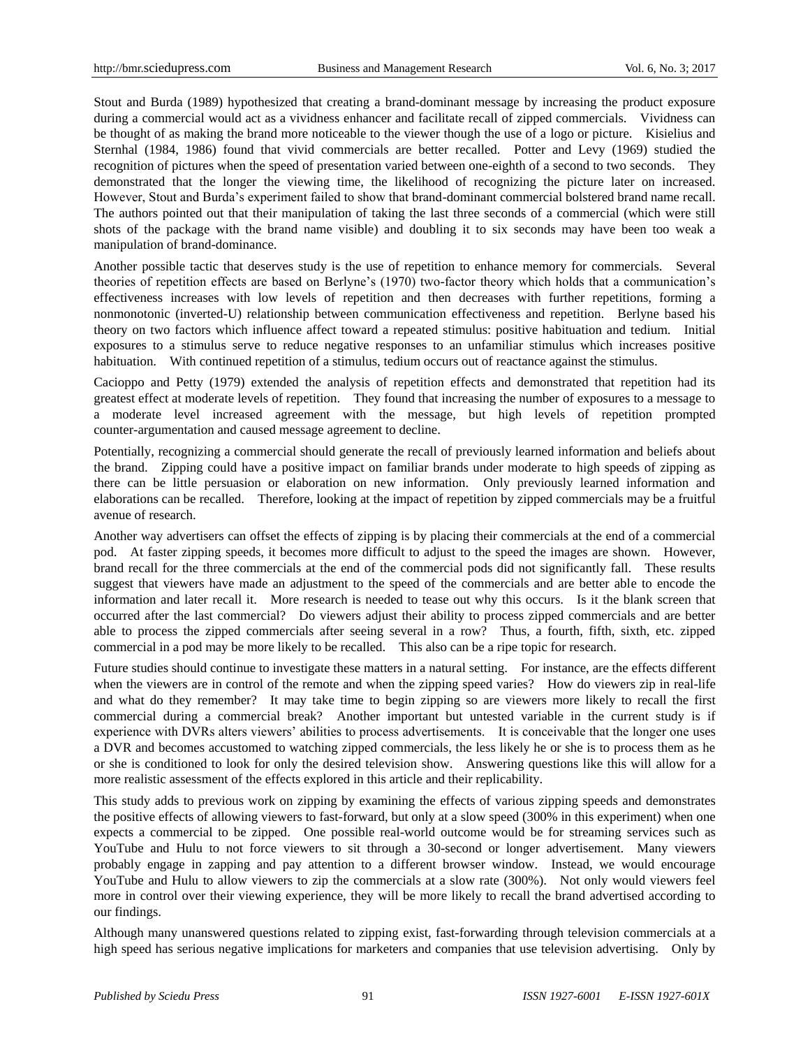Stout and Burda (1989) hypothesized that creating a brand-dominant message by increasing the product exposure during a commercial would act as a vividness enhancer and facilitate recall of zipped commercials. Vividness can be thought of as making the brand more noticeable to the viewer though the use of a logo or picture. Kisielius and Sternhal (1984, 1986) found that vivid commercials are better recalled. Potter and Levy (1969) studied the recognition of pictures when the speed of presentation varied between one-eighth of a second to two seconds. They demonstrated that the longer the viewing time, the likelihood of recognizing the picture later on increased. However, Stout and Burda's experiment failed to show that brand-dominant commercial bolstered brand name recall. The authors pointed out that their manipulation of taking the last three seconds of a commercial (which were still shots of the package with the brand name visible) and doubling it to six seconds may have been too weak a manipulation of brand-dominance.

Another possible tactic that deserves study is the use of repetition to enhance memory for commercials. Several theories of repetition effects are based on Berlyne's (1970) two-factor theory which holds that a communication's effectiveness increases with low levels of repetition and then decreases with further repetitions, forming a nonmonotonic (inverted-U) relationship between communication effectiveness and repetition. Berlyne based his theory on two factors which influence affect toward a repeated stimulus: positive habituation and tedium. Initial exposures to a stimulus serve to reduce negative responses to an unfamiliar stimulus which increases positive habituation. With continued repetition of a stimulus, tedium occurs out of reactance against the stimulus.

Cacioppo and Petty (1979) extended the analysis of repetition effects and demonstrated that repetition had its greatest effect at moderate levels of repetition. They found that increasing the number of exposures to a message to a moderate level increased agreement with the message, but high levels of repetition prompted counter-argumentation and caused message agreement to decline.

Potentially, recognizing a commercial should generate the recall of previously learned information and beliefs about the brand. Zipping could have a positive impact on familiar brands under moderate to high speeds of zipping as there can be little persuasion or elaboration on new information. Only previously learned information and elaborations can be recalled. Therefore, looking at the impact of repetition by zipped commercials may be a fruitful avenue of research.

Another way advertisers can offset the effects of zipping is by placing their commercials at the end of a commercial pod. At faster zipping speeds, it becomes more difficult to adjust to the speed the images are shown. However, brand recall for the three commercials at the end of the commercial pods did not significantly fall. These results suggest that viewers have made an adjustment to the speed of the commercials and are better able to encode the information and later recall it. More research is needed to tease out why this occurs. Is it the blank screen that occurred after the last commercial? Do viewers adjust their ability to process zipped commercials and are better able to process the zipped commercials after seeing several in a row? Thus, a fourth, fifth, sixth, etc. zipped commercial in a pod may be more likely to be recalled. This also can be a ripe topic for research.

Future studies should continue to investigate these matters in a natural setting. For instance, are the effects different when the viewers are in control of the remote and when the zipping speed varies? How do viewers zip in real-life and what do they remember? It may take time to begin zipping so are viewers more likely to recall the first commercial during a commercial break? Another important but untested variable in the current study is if experience with DVRs alters viewers' abilities to process advertisements. It is conceivable that the longer one uses a DVR and becomes accustomed to watching zipped commercials, the less likely he or she is to process them as he or she is conditioned to look for only the desired television show. Answering questions like this will allow for a more realistic assessment of the effects explored in this article and their replicability.

This study adds to previous work on zipping by examining the effects of various zipping speeds and demonstrates the positive effects of allowing viewers to fast-forward, but only at a slow speed (300% in this experiment) when one expects a commercial to be zipped. One possible real-world outcome would be for streaming services such as YouTube and Hulu to not force viewers to sit through a 30-second or longer advertisement. Many viewers probably engage in zapping and pay attention to a different browser window. Instead, we would encourage YouTube and Hulu to allow viewers to zip the commercials at a slow rate (300%). Not only would viewers feel more in control over their viewing experience, they will be more likely to recall the brand advertised according to our findings.

Although many unanswered questions related to zipping exist, fast-forwarding through television commercials at a high speed has serious negative implications for marketers and companies that use television advertising. Only by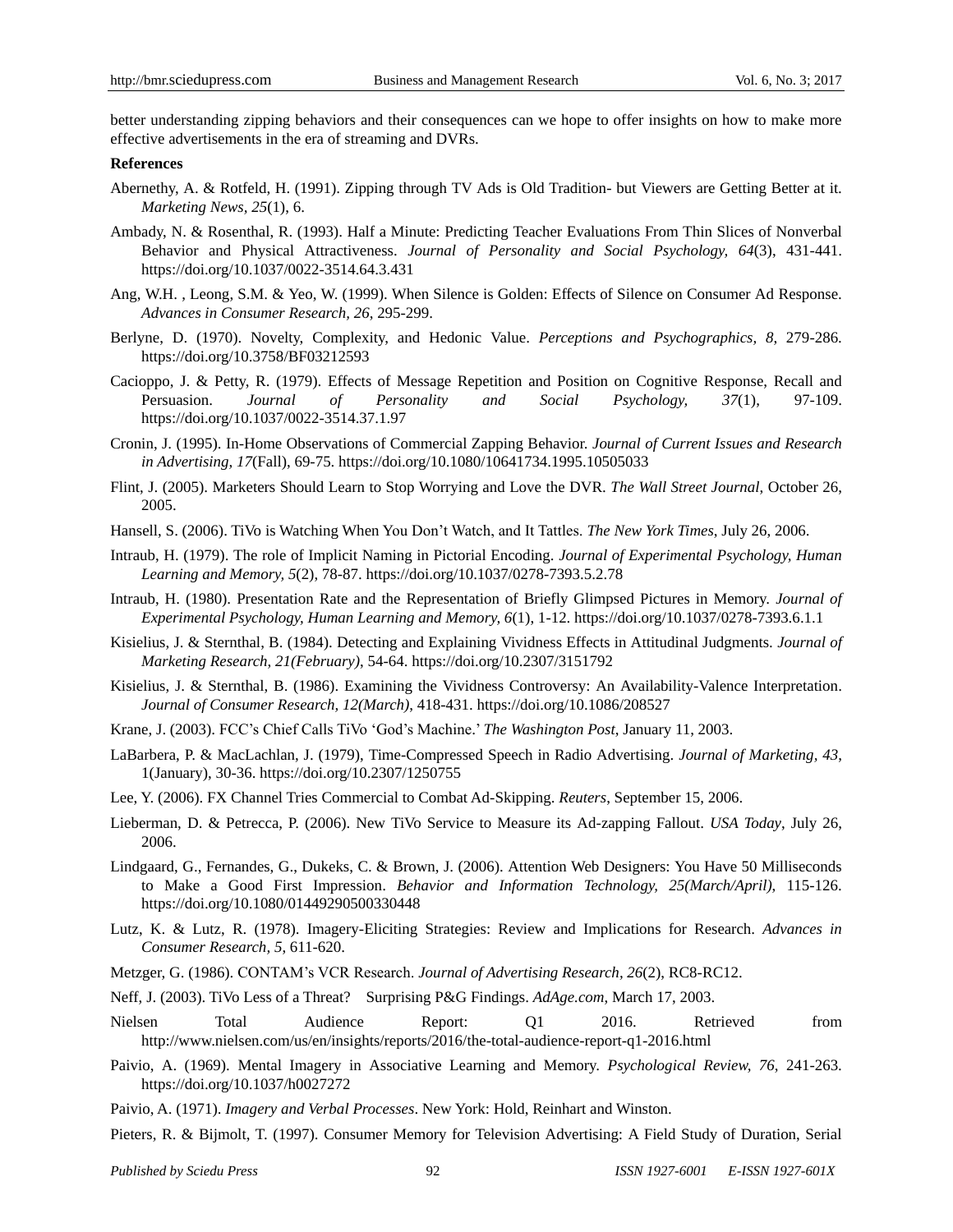better understanding zipping behaviors and their consequences can we hope to offer insights on how to make more effective advertisements in the era of streaming and DVRs.

**References**

Abernethy, A. & Rotfeld, H. (1991). Zipping through TV Ads is Old Tradition- but Viewers are Getting Better at it. *Marketing News, 25*(1), 6.

Ambady, N. & Rosenthal, R. (1993). Half a Minute: Predicting Teacher Evaluations From Thin Slices of Nonverbal Behavior and Physical Attractiveness. *Journal of Personality and Social Psychology, 64*(3), 431-441. https://doi.org/10.1037/0022-3514.64.3.431

Ang, W.H. , Leong, S.M. & Yeo, W. (1999). When Silence is Golden: Effects of Silence on Consumer Ad Response. *Advances in Consumer Research, 26*, 295-299.

Berlyne, D. (1970). Novelty, Complexity, and Hedonic Value. *Perceptions and Psychographics, 8*, 279-286. https://doi.org/10.3758/BF03212593

Cacioppo, J. & Petty, R. (1979). Effects of Message Repetition and Position on Cognitive Response, Recall and Persuasion. *Journal of Personality and Social Psychology, 37*(1), 97-109. https://doi.org/10.1037/0022-3514.37.1.97

Cronin, J. (1995). In-Home Observations of Commercial Zapping Behavior. *Journal of Current Issues and Research in Advertising, 17*(Fall), 69-75. https://doi.org/10.1080/10641734.1995.10505033

Flint, J. (2005). Marketers Should Learn to Stop Worrying and Love the DVR. *The Wall Street Journal*, October 26, 2005.

Hansell, S. (2006). TiVo is Watching When You Don't Watch, and It Tattles. *The New York Times*, July 26, 2006.

Intraub, H. (1979). The role of Implicit Naming in Pictorial Encoding. *Journal of Experimental Psychology, Human Learning and Memory, 5*(2), 78-87. https://doi.org/10.1037/0278-7393.5.2.78

Intraub, H. (1980). Presentation Rate and the Representation of Briefly Glimpsed Pictures in Memory. *Journal of Experimental Psychology, Human Learning and Memory, 6*(1), 1-12. https://doi.org/10.1037/0278-7393.6.1.1

Kisielius, J. & Sternthal, B. (1984). Detecting and Explaining Vividness Effects in Attitudinal Judgments. *Journal of Marketing Research, 21(February)*, 54-64. https://doi.org/10.2307/3151792

Kisielius, J. & Sternthal, B. (1986). Examining the Vividness Controversy: An Availability-Valence Interpretation. *Journal of Consumer Research, 12(March)*, 418-431. https://doi.org/10.1086/208527

Krane, J. (2003). FCC's Chief Calls TiVo 'God's Machine.' *The Washington Post*, January 11, 2003.

LaBarbera, P. & MacLachlan, J. (1979), Time-Compressed Speech in Radio Advertising. *Journal of Marketing, 43*, 1(January), 30-36. https://doi.org/10.2307/1250755

Lee, Y. (2006). FX Channel Tries Commercial to Combat Ad-Skipping. *Reuters*, September 15, 2006.

Lieberman, D. & Petrecca, P. (2006). New TiVo Service to Measure its Ad-zapping Fallout. *USA Today*, July 26, 2006.

Lindgaard, G., Fernandes, G., Dukeks, C. & Brown, J. (2006). Attention Web Designers: You Have 50 Milliseconds to Make a Good First Impression. *Behavior and Information Technology, 25(March/April)*, 115-126. https://doi.org/10.1080/01449290500330448

Lutz, K. & Lutz, R. (1978). Imagery-Eliciting Strategies: Review and Implications for Research. *Advances in Consumer Research, 5*, 611-620.

Metzger, G. (1986). CONTAM's VCR Research. *Journal of Advertising Research, 26*(2), RC8-RC12.

Neff, J. (2003). TiVo Less of a Threat? Surprising P&G Findings. *AdAge.com*, March 17, 2003.

Nielsen Total Audience Report: Q1 2016. Retrieved from http://www.nielsen.com/us/en/insights/reports/2016/the-total-audience-report-q1-2016.html

Paivio, A. (1969). Mental Imagery in Associative Learning and Memory. *Psychological Review, 76*, 241-263. https://doi.org/10.1037/h0027272

Paivio, A. (1971). *Imagery and Verbal Processes*. New York: Hold, Reinhart and Winston.

Pieters, R. & Bijmolt, T. (1997). Consumer Memory for Television Advertising: A Field Study of Duration, Serial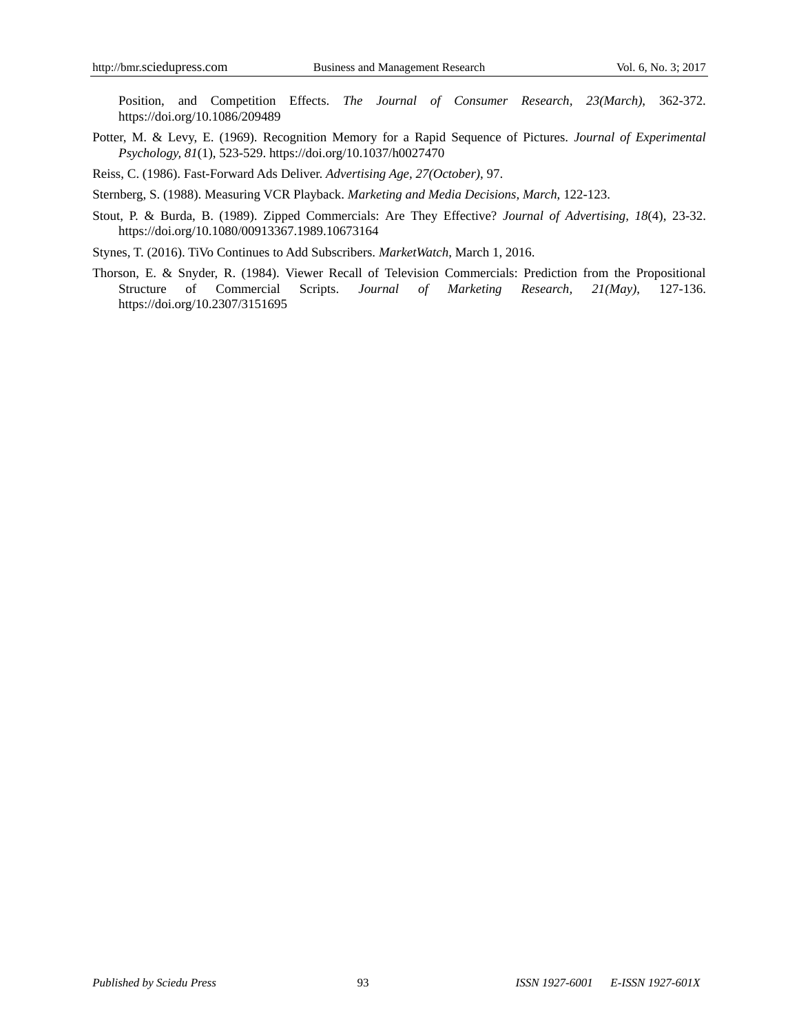Position, and Competition Effects. *The Journal of Consumer Research, 23(March)*, 362-372. https://doi.org/10.1086/209489

Potter, M. & Levy, E. (1969). Recognition Memory for a Rapid Sequence of Pictures. *Journal of Experimental Psychology, 81*(1), 523-529. https://doi.org/10.1037/h0027470

Reiss, C. (1986). Fast-Forward Ads Deliver. *Advertising Age, 27(October)*, 97.

Sternberg, S. (1988). Measuring VCR Playback. *Marketing and Media Decisions, March*, 122-123.

Stout, P. & Burda, B. (1989). Zipped Commercials: Are They Effective? *Journal of Advertising, 18*(4), 23-32. https://doi.org/10.1080/00913367.1989.10673164

Stynes, T. (2016). TiVo Continues to Add Subscribers. *MarketWatch*, March 1, 2016.

Thorson, E. & Snyder, R. (1984). Viewer Recall of Television Commercials: Prediction from the Propositional Structure of Commercial Scripts. *Journal of Marketing Research, 21(May)*, 127-136. https://doi.org/10.2307/3151695